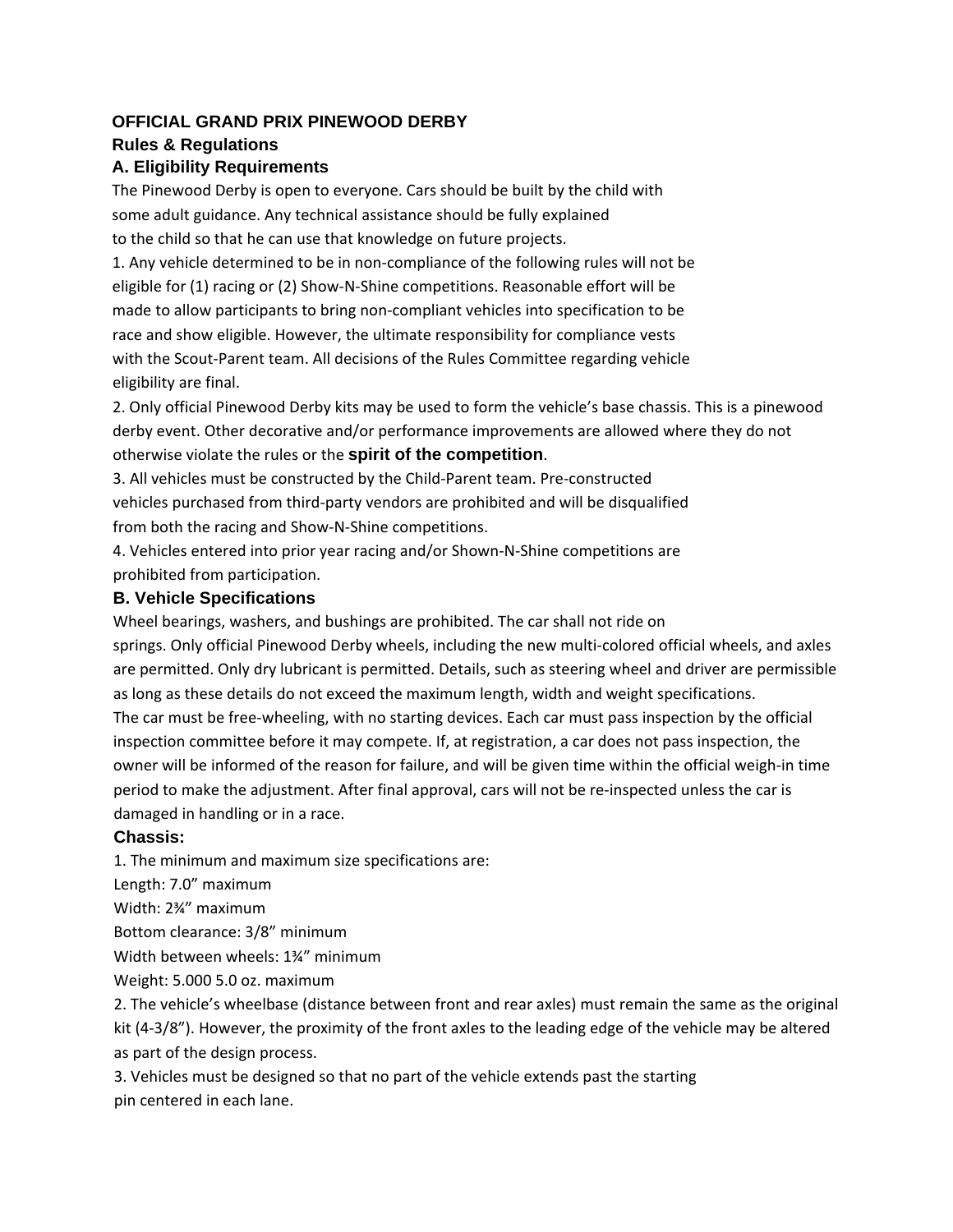# OFFICIAL GRAND PRIX PINEWOOD DERBY

## Rules & Regulations

### A. Eligibility Requirements

The Pinewood Derby is open to everyone. Cars should be built by the child with some adult guidance. Any technical assistance should be fully explained to the child so that he can use that knowledge on future projects.

1. Any vehicle determined to be in non-compliance of the following rules will not be eligible for (1) racing or (2) Show-N-Shine competitions. Reasonable effort will be made to allow participants to bring non-compliant vehicles into specification to be race and show eligible. However, the ultimate responsibility for compliance vests with the Scout-Parent team. All decisions of the Rules Committee regarding vehicle eligibility are final.
2. Only official Pinewood Derby kits may be used to form the vehicle's base chassis. This is a pinewood derby event. Other decorative and/or performance improvements are allowed where they do not otherwise violate the rules or the **spirit of the competition**.
3. All vehicles must be constructed by the Child-Parent team. Pre-constructed vehicles purchased from third-party vendors are prohibited and will be disqualified from both the racing and Show-N-Shine competitions.
4. Vehicles entered into prior year racing and/or Shown-N-Shine competitions are prohibited from participation.

### B. Vehicle Specifications

Wheel bearings, washers, and bushings are prohibited. The car shall not ride on springs. Only official Pinewood Derby wheels, including the new multi-colored official wheels, and axles are permitted. Only dry lubricant is permitted. Details, such as steering wheel and driver are permissible as long as these details do not exceed the maximum length, width and weight specifications.

The car must be free-wheeling, with no starting devices. Each car must pass inspection by the official inspection committee before it may compete. If, at registration, a car does not pass inspection, the owner will be informed of the reason for failure, and will be given time within the official weigh-in time period to make the adjustment. After final approval, cars will not be re-inspected unless the car is damaged in handling or in a race.

#### Chassis:

1. The minimum and maximum size specifications are:

Length: 7.0" maximum

Width: 2¾" maximum

Bottom clearance: 3/8" minimum

Width between wheels: 1¾" minimum

Weight: 5.000 5.0 oz. maximum

2. The vehicle's wheelbase (distance between front and rear axles) must remain the same as the original kit (4-3/8"). However, the proximity of the front axles to the leading edge of the vehicle may be altered as part of the design process.
3. Vehicles must be designed so that no part of the vehicle extends past the starting pin centered in each lane.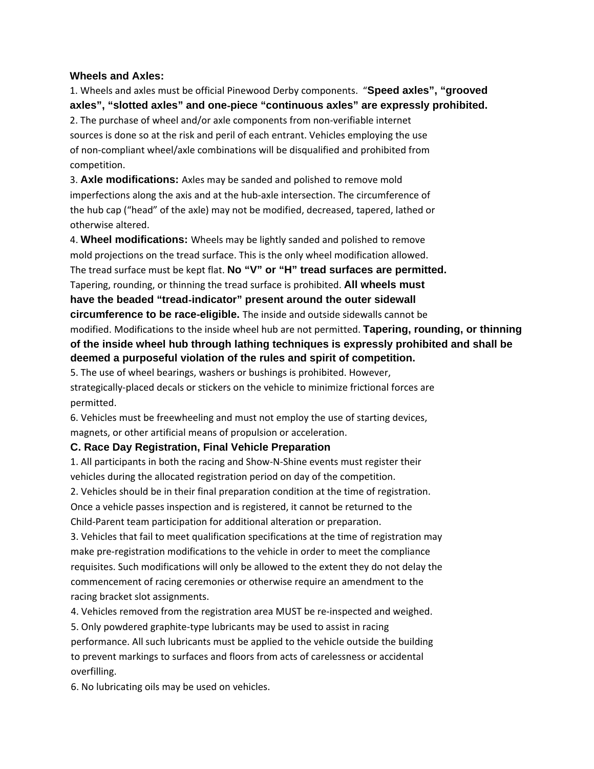### Wheels and Axles:

1. Wheels and axles must be official Pinewood Derby components. "**Speed axles", "grooved axles", "slotted axles" and one-piece "continuous axles" are expressly prohibited.**
2. The purchase of wheel and/or axle components from non-verifiable internet sources is done so at the risk and peril of each entrant. Vehicles employing the use of non-compliant wheel/axle combinations will be disqualified and prohibited from competition.
3. **Axle modifications:** Axles may be sanded and polished to remove mold imperfections along the axis and at the hub-axle intersection. The circumference of the hub cap ("head" of the axle) may not be modified, decreased, tapered, lathed or otherwise altered.
4. **Wheel modifications:** Wheels may be lightly sanded and polished to remove mold projections on the tread surface. This is the only wheel modification allowed. The tread surface must be kept flat. **No "V" or "H" tread surfaces are permitted.** Tapering, rounding, or thinning the tread surface is prohibited. **All wheels must have the beaded "tread-indicator" present around the outer sidewall circumference to be race-eligible.** The inside and outside sidewalls cannot be modified. Modifications to the inside wheel hub are not permitted. **Tapering, rounding, or thinning of the inside wheel hub through lathing techniques is expressly prohibited and shall be deemed a purposeful violation of the rules and spirit of competition.**
5. The use of wheel bearings, washers or bushings is prohibited. However, strategically-placed decals or stickers on the vehicle to minimize frictional forces are permitted.
6. Vehicles must be freewheeling and must not employ the use of starting devices, magnets, or other artificial means of propulsion or acceleration.

### C. Race Day Registration, Final Vehicle Preparation

1. All participants in both the racing and Show-N-Shine events must register their vehicles during the allocated registration period on day of the competition.
2. Vehicles should be in their final preparation condition at the time of registration. Once a vehicle passes inspection and is registered, it cannot be returned to the Child-Parent team participation for additional alteration or preparation.
3. Vehicles that fail to meet qualification specifications at the time of registration may make pre-registration modifications to the vehicle in order to meet the compliance requisites. Such modifications will only be allowed to the extent they do not delay the commencement of racing ceremonies or otherwise require an amendment to the racing bracket slot assignments.
4. Vehicles removed from the registration area MUST be re-inspected and weighed.
5. Only powdered graphite-type lubricants may be used to assist in racing performance. All such lubricants must be applied to the vehicle outside the building to prevent markings to surfaces and floors from acts of carelessness or accidental overfilling.
6. No lubricating oils may be used on vehicles.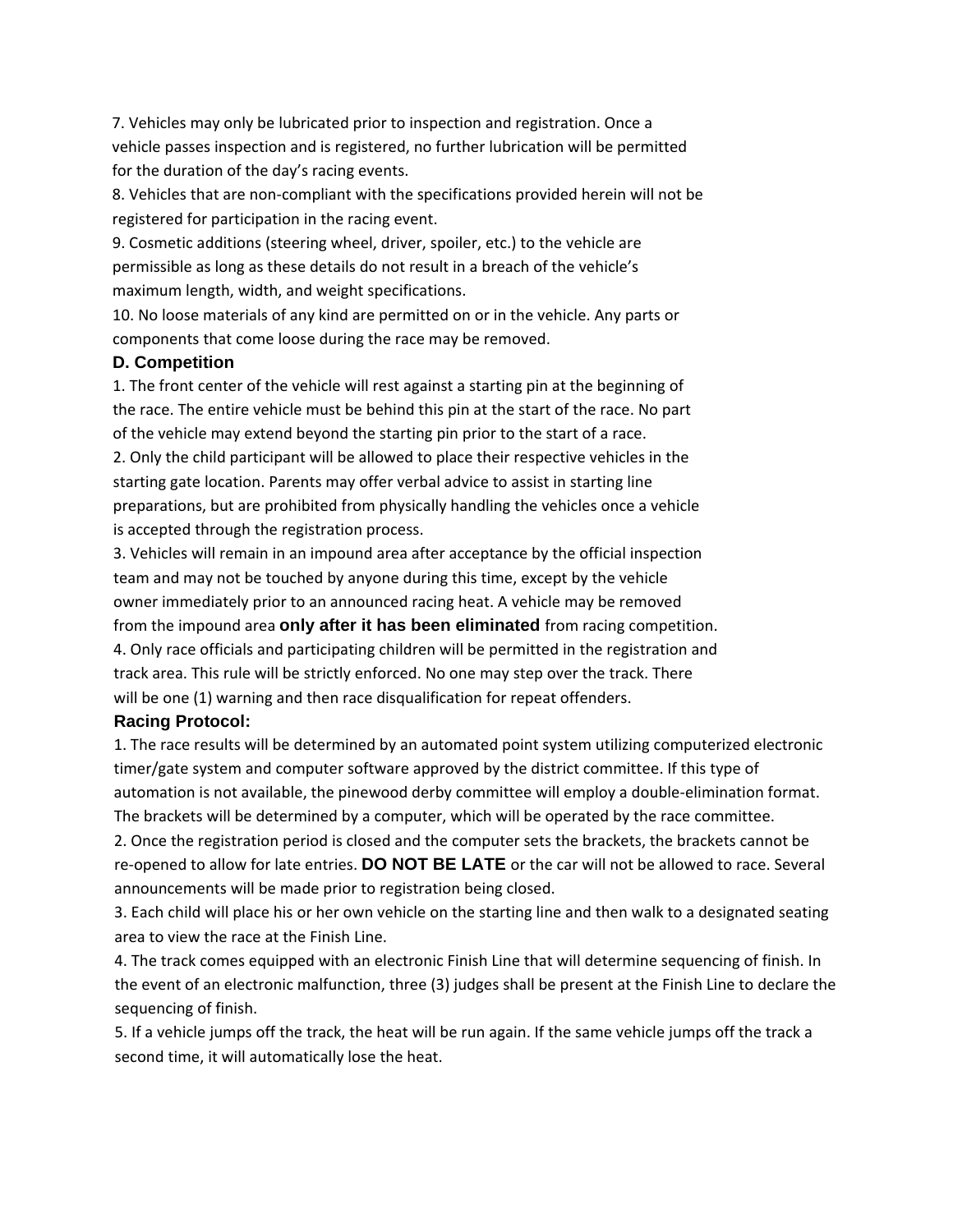7. Vehicles may only be lubricated prior to inspection and registration. Once a vehicle passes inspection and is registered, no further lubrication will be permitted for the duration of the day's racing events.
8. Vehicles that are non-compliant with the specifications provided herein will not be registered for participation in the racing event.
9. Cosmetic additions (steering wheel, driver, spoiler, etc.) to the vehicle are permissible as long as these details do not result in a breach of the vehicle's maximum length, width, and weight specifications.
10. No loose materials of any kind are permitted on or in the vehicle. Any parts or components that come loose during the race may be removed.

### D. Competition

1. The front center of the vehicle will rest against a starting pin at the beginning of the race. The entire vehicle must be behind this pin at the start of the race. No part of the vehicle may extend beyond the starting pin prior to the start of a race.
2. Only the child participant will be allowed to place their respective vehicles in the starting gate location. Parents may offer verbal advice to assist in starting line preparations, but are prohibited from physically handling the vehicles once a vehicle is accepted through the registration process.
3. Vehicles will remain in an impound area after acceptance by the official inspection team and may not be touched by anyone during this time, except by the vehicle owner immediately prior to an announced racing heat. A vehicle may be removed from the impound area **only after it has been eliminated** from racing competition.
4. Only race officials and participating children will be permitted in the registration and track area. This rule will be strictly enforced. No one may step over the track. There will be one (1) warning and then race disqualification for repeat offenders.

### Racing Protocol:

1. The race results will be determined by an automated point system utilizing computerized electronic timer/gate system and computer software approved by the district committee. If this type of automation is not available, the pinewood derby committee will employ a double-elimination format. The brackets will be determined by a computer, which will be operated by the race committee.
2. Once the registration period is closed and the computer sets the brackets, the brackets cannot be re-opened to allow for late entries. **DO NOT BE LATE** or the car will not be allowed to race. Several announcements will be made prior to registration being closed.
3. Each child will place his or her own vehicle on the starting line and then walk to a designated seating area to view the race at the Finish Line.
4. The track comes equipped with an electronic Finish Line that will determine sequencing of finish. In the event of an electronic malfunction, three (3) judges shall be present at the Finish Line to declare the sequencing of finish.
5. If a vehicle jumps off the track, the heat will be run again. If the same vehicle jumps off the track a second time, it will automatically lose the heat.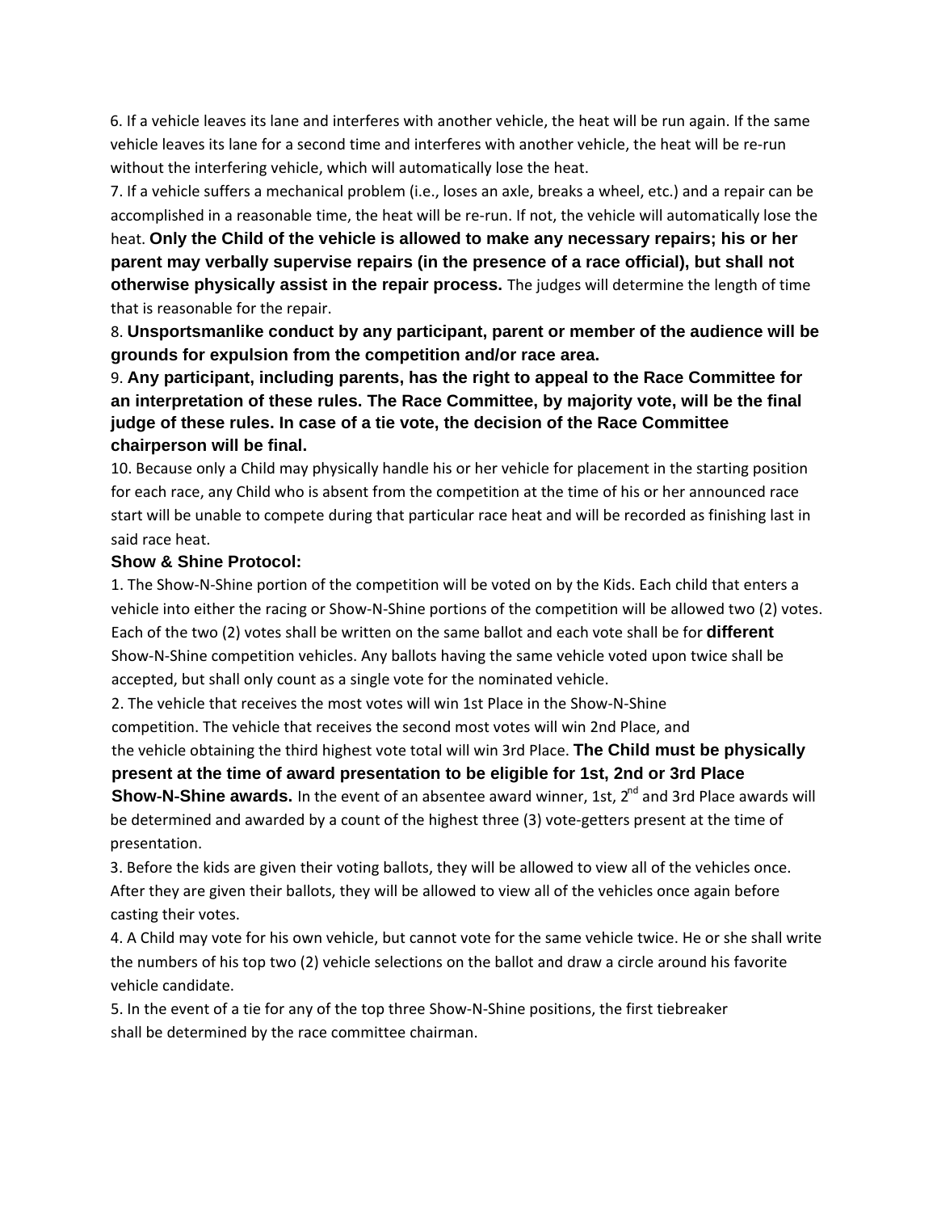6. If a vehicle leaves its lane and interferes with another vehicle, the heat will be run again. If the same vehicle leaves its lane for a second time and interferes with another vehicle, the heat will be re-run without the interfering vehicle, which will automatically lose the heat.

7. If a vehicle suffers a mechanical problem (i.e., loses an axle, breaks a wheel, etc.) and a repair can be accomplished in a reasonable time, the heat will be re-run. If not, the vehicle will automatically lose the heat. **Only the Child of the vehicle is allowed to make any necessary repairs; his or her parent may verbally supervise repairs (in the presence of a race official), but shall not otherwise physically assist in the repair process.** The judges will determine the length of time that is reasonable for the repair.

8. **Unsportsmanlike conduct by any participant, parent or member of the audience will be grounds for expulsion from the competition and/or race area.**

9. **Any participant, including parents, has the right to appeal to the Race Committee for an interpretation of these rules. The Race Committee, by majority vote, will be the final judge of these rules. In case of a tie vote, the decision of the Race Committee chairperson will be final.**

10. Because only a Child may physically handle his or her vehicle for placement in the starting position for each race, any Child who is absent from the competition at the time of his or her announced race start will be unable to compete during that particular race heat and will be recorded as finishing last in said race heat.

**Show & Shine Protocol:**

1. The Show-N-Shine portion of the competition will be voted on by the Kids. Each child that enters a vehicle into either the racing or Show-N-Shine portions of the competition will be allowed two (2) votes. Each of the two (2) votes shall be written on the same ballot and each vote shall be for **different** Show-N-Shine competition vehicles. Any ballots having the same vehicle voted upon twice shall be accepted, but shall only count as a single vote for the nominated vehicle.

2. The vehicle that receives the most votes will win 1st Place in the Show-N-Shine competition. The vehicle that receives the second most votes will win 2nd Place, and the vehicle obtaining the third highest vote total will win 3rd Place. **The Child must be physically present at the time of award presentation to be eligible for 1st, 2nd or 3rd Place Show-N-Shine awards.** In the event of an absentee award winner, 1st, 2nd and 3rd Place awards will be determined and awarded by a count of the highest three (3) vote-getters present at the time of presentation.

3. Before the kids are given their voting ballots, they will be allowed to view all of the vehicles once. After they are given their ballots, they will be allowed to view all of the vehicles once again before casting their votes.

4. A Child may vote for his own vehicle, but cannot vote for the same vehicle twice. He or she shall write the numbers of his top two (2) vehicle selections on the ballot and draw a circle around his favorite vehicle candidate.

5. In the event of a tie for any of the top three Show-N-Shine positions, the first tiebreaker shall be determined by the race committee chairman.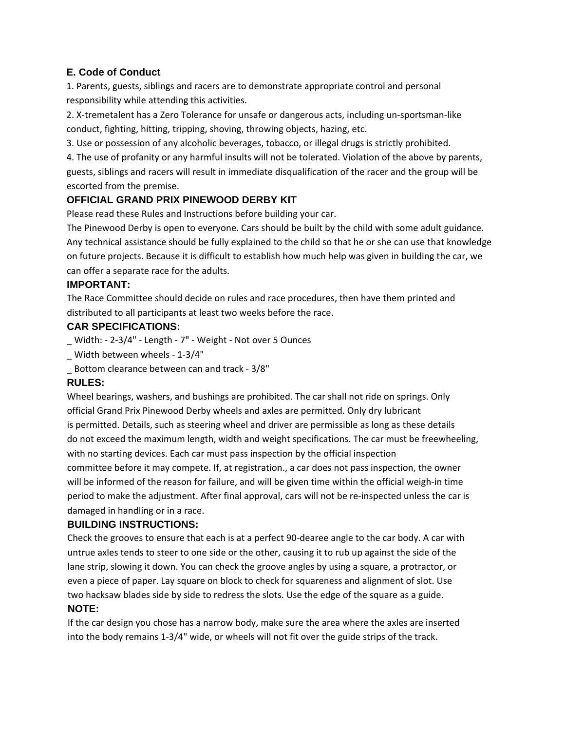### E. Code of Conduct

1. Parents, guests, siblings and racers are to demonstrate appropriate control and personal responsibility while attending this activities.
2. X-tremetalent has a Zero Tolerance for unsafe or dangerous acts, including un-sportsman-like conduct, fighting, hitting, tripping, shoving, throwing objects, hazing, etc.
3. Use or possession of any alcoholic beverages, tobacco, or illegal drugs is strictly prohibited.
4. The use of profanity or any harmful insults will not be tolerated. Violation of the above by parents, guests, siblings and racers will result in immediate disqualification of the racer and the group will be escorted from the premise.

### OFFICIAL GRAND PRIX PINEWOOD DERBY KIT

Please read these Rules and Instructions before building your car.

The Pinewood Derby is open to everyone. Cars should be built by the child with some adult guidance. Any technical assistance should be fully explained to the child so that he or she can use that knowledge on future projects. Because it is difficult to establish how much help was given in building the car, we can offer a separate race for the adults.

### IMPORTANT:

The Race Committee should decide on rules and race procedures, then have them printed and distributed to all participants at least two weeks before the race.

### CAR SPECIFICATIONS:

_ Width: - 2-3/4" - Length - 7" - Weight - Not over 5 Ounces

_ Width between wheels - 1-3/4"

_ Bottom clearance between can and track - 3/8"

### RULES:

Wheel bearings, washers, and bushings are prohibited. The car shall not ride on springs. Only official Grand Prix Pinewood Derby wheels and axles are permitted. Only dry lubricant is permitted. Details, such as steering wheel and driver are permissible as long as these details do not exceed the maximum length, width and weight specifications. The car must be freewheeling, with no starting devices. Each car must pass inspection by the official inspection committee before it may compete. If, at registration., a car does not pass inspection, the owner will be informed of the reason for failure, and will be given time within the official weigh-in time period to make the adjustment. After final approval, cars will not be re-inspected unless the car is damaged in handling or in a race.

### BUILDING INSTRUCTIONS:

Check the grooves to ensure that each is at a perfect 90-dearee angle to the car body. A car with untrue axles tends to steer to one side or the other, causing it to rub up against the side of the lane strip, slowing it down. You can check the groove angles by using a square, a protractor, or even a piece of paper. Lay square on block to check for squareness and alignment of slot. Use two hacksaw blades side by side to redress the slots. Use the edge of the square as a guide.

### NOTE:

If the car design you chose has a narrow body, make sure the area where the axles are inserted into the body remains 1-3/4" wide, or wheels will not fit over the guide strips of the track.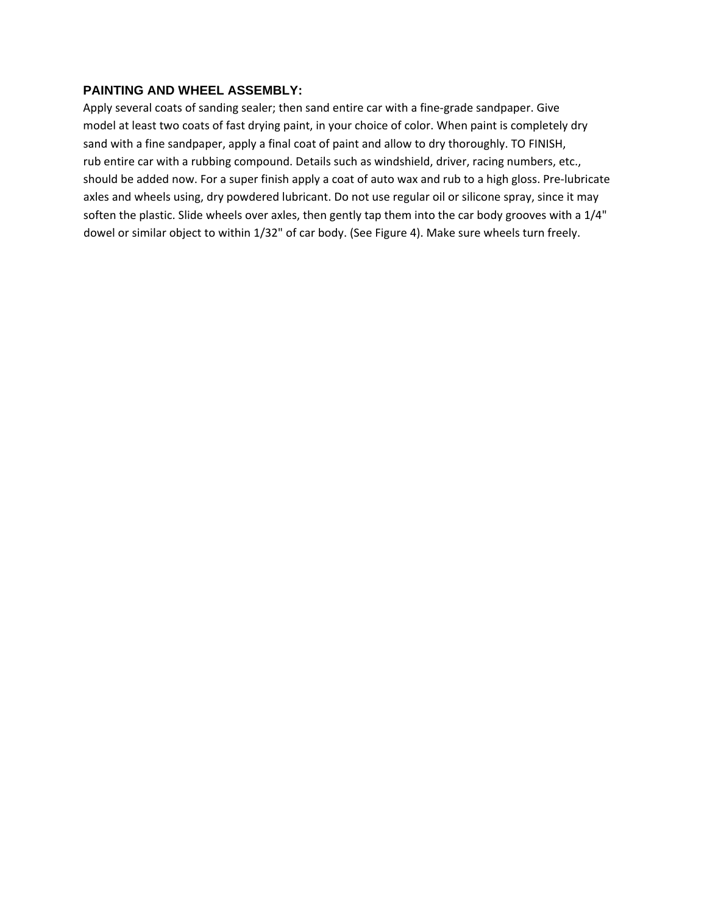**PAINTING AND WHEEL ASSEMBLY:**

Apply several coats of sanding sealer; then sand entire car with a fine-grade sandpaper. Give model at least two coats of fast drying paint, in your choice of color. When paint is completely dry sand with a fine sandpaper, apply a final coat of paint and allow to dry thoroughly. TO FINISH, rub entire car with a rubbing compound. Details such as windshield, driver, racing numbers, etc., should be added now. For a super finish apply a coat of auto wax and rub to a high gloss. Pre-lubricate axles and wheels using, dry powdered lubricant. Do not use regular oil or silicone spray, since it may soften the plastic. Slide wheels over axles, then gently tap them into the car body grooves with a 1/4" dowel or similar object to within 1/32" of car body. (See Figure 4). Make sure wheels turn freely.